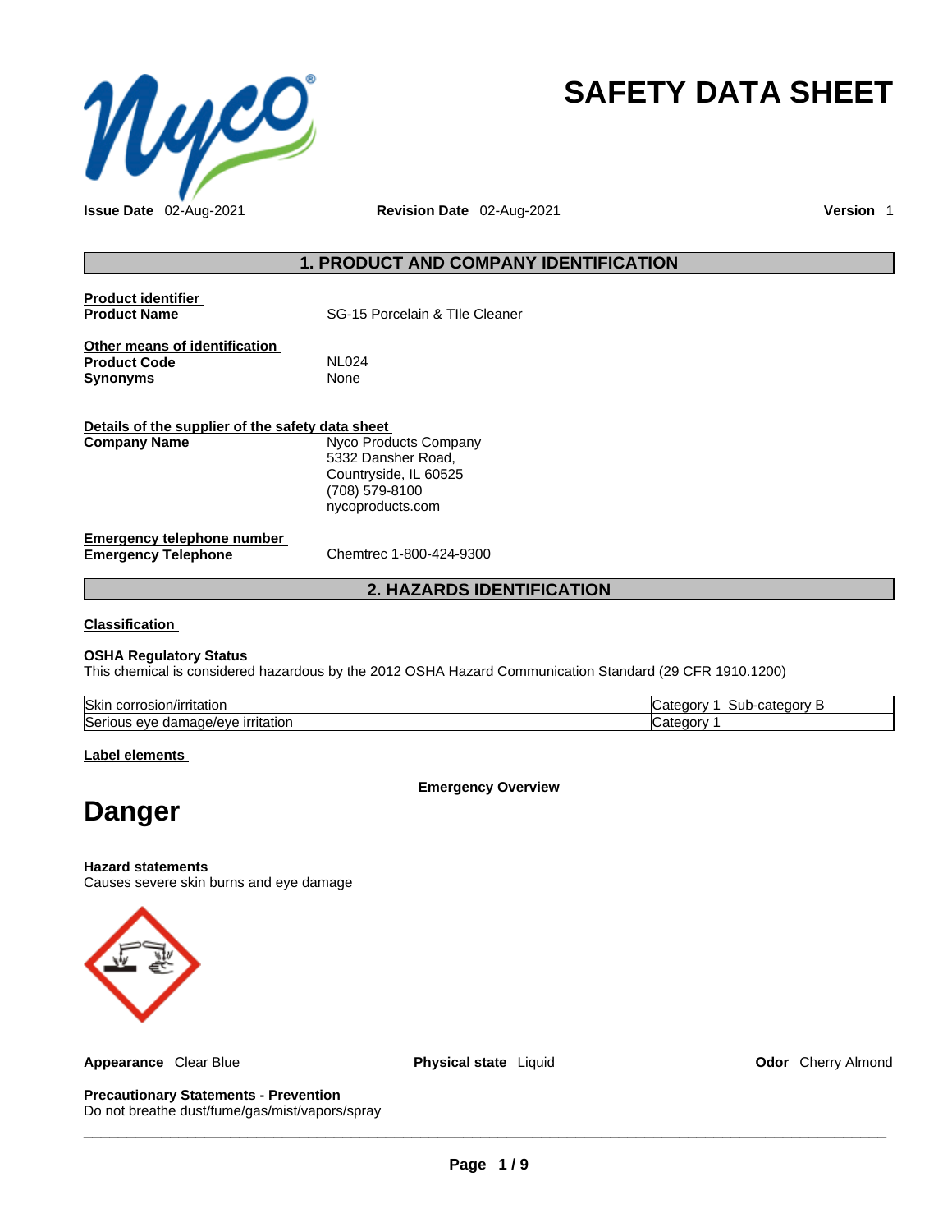# SAFETY DATA SHEET

**Issue Date** 02-Aug-2021 **Revision Date** 02-Aug-2021 **Version** 1

## 1. PRODUCT AND COMPANY IDENTIFICATION

**Product identifier**

| | |
|---|---|
| **Product Name** | SG-15 Porcelain & TIle Cleaner |

**Other means of identification**

| | |
|---|---|
| **Product Code** | NL024 |
| **Synonyms** | None |

**Details of the supplier of the safety data sheet**

| | |
|---|---|
| **Company Name** | Nyco Products Company<br>5332 Dansher Road,<br>Countryside, IL 60525<br>(708) 579-8100<br>nycoproducts.com |

**Emergency telephone number**

| | |
|---|---|
| **Emergency Telephone** | Chemtrec 1-800-424-9300 |

## 2. HAZARDS IDENTIFICATION

**Classification**

**OSHA Regulatory Status**
This chemical is considered hazardous by the 2012 OSHA Hazard Communication Standard (29 CFR 1910.1200)

| | |
|---|---|
| Skin corrosion/irritation | Category 1 Sub-category B |
| Serious eye damage/eye irritation | Category 1 |

**Label elements**

**Emergency Overview**

# Danger

**Hazard statements**
Causes severe skin burns and eye damage

**Appearance** Clear Blue **Physical state** Liquid **Odor** Cherry Almond

**Precautionary Statements - Prevention**
Do not breathe dust/fume/gas/mist/vapors/spray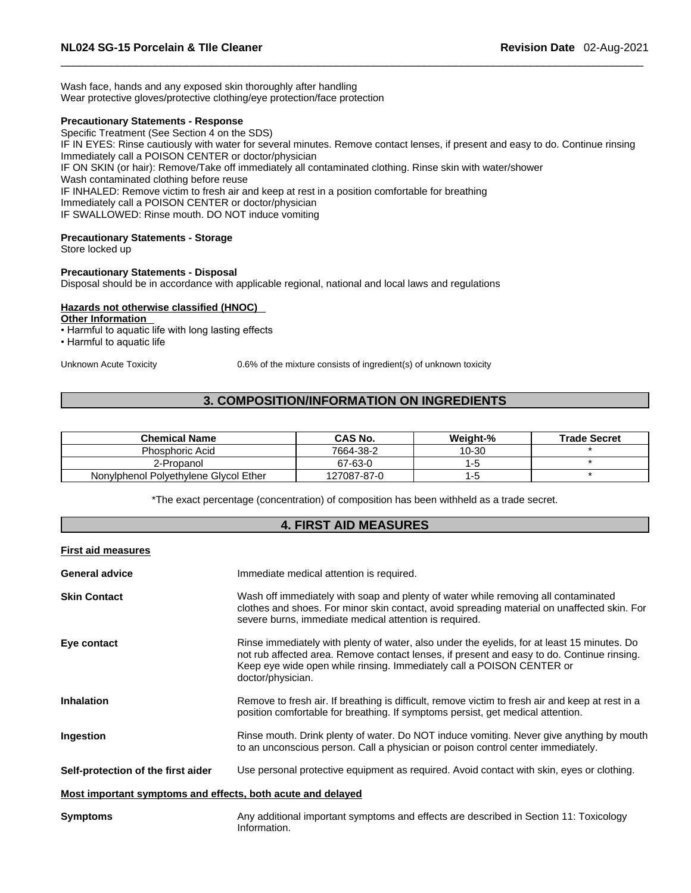Wash face, hands and any exposed skin thoroughly after handling
Wear protective gloves/protective clothing/eye protection/face protection

**Precautionary Statements - Response**
Specific Treatment (See Section 4 on the SDS)
IF IN EYES: Rinse cautiously with water for several minutes. Remove contact lenses, if present and easy to do. Continue rinsing
Immediately call a POISON CENTER or doctor/physician
IF ON SKIN (or hair): Remove/Take off immediately all contaminated clothing. Rinse skin with water/shower
Wash contaminated clothing before reuse
IF INHALED: Remove victim to fresh air and keep at rest in a position comfortable for breathing
Immediately call a POISON CENTER or doctor/physician
IF SWALLOWED: Rinse mouth. DO NOT induce vomiting

**Precautionary Statements - Storage**
Store locked up

**Precautionary Statements - Disposal**
Disposal should be in accordance with applicable regional, national and local laws and regulations

**Hazards not otherwise classified (HNOC)**
**Other Information**
- Harmful to aquatic life with long lasting effects
- Harmful to aquatic life

Unknown Acute Toxicity 0.6% of the mixture consists of ingredient(s) of unknown toxicity

## 3. COMPOSITION/INFORMATION ON INGREDIENTS

| Chemical Name | CAS No. | Weight-% | Trade Secret |
|---|---|---|---|
| Phosphoric Acid | 7664-38-2 | 10-30 | * |
| 2-Propanol | 67-63-0 | 1-5 | * |
| Nonylphenol Polyethylene Glycol Ether | 127087-87-0 | 1-5 | * |

*The exact percentage (concentration) of composition has been withheld as a trade secret.

## 4. FIRST AID MEASURES

**First aid measures**

**General advice** Immediate medical attention is required.

**Skin Contact** Wash off immediately with soap and plenty of water while removing all contaminated clothes and shoes. For minor skin contact, avoid spreading material on unaffected skin. For severe burns, immediate medical attention is required.

**Eye contact** Rinse immediately with plenty of water, also under the eyelids, for at least 15 minutes. Do not rub affected area. Remove contact lenses, if present and easy to do. Continue rinsing. Keep eye wide open while rinsing. Immediately call a POISON CENTER or doctor/physician.

**Inhalation** Remove to fresh air. If breathing is difficult, remove victim to fresh air and keep at rest in a position comfortable for breathing. If symptoms persist, get medical attention.

**Ingestion** Rinse mouth. Drink plenty of water. Do NOT induce vomiting. Never give anything by mouth to an unconscious person. Call a physician or poison control center immediately.

**Self-protection of the first aider** Use personal protective equipment as required. Avoid contact with skin, eyes or clothing.

**Most important symptoms and effects, both acute and delayed**

**Symptoms** Any additional important symptoms and effects are described in Section 11: Toxicology Information.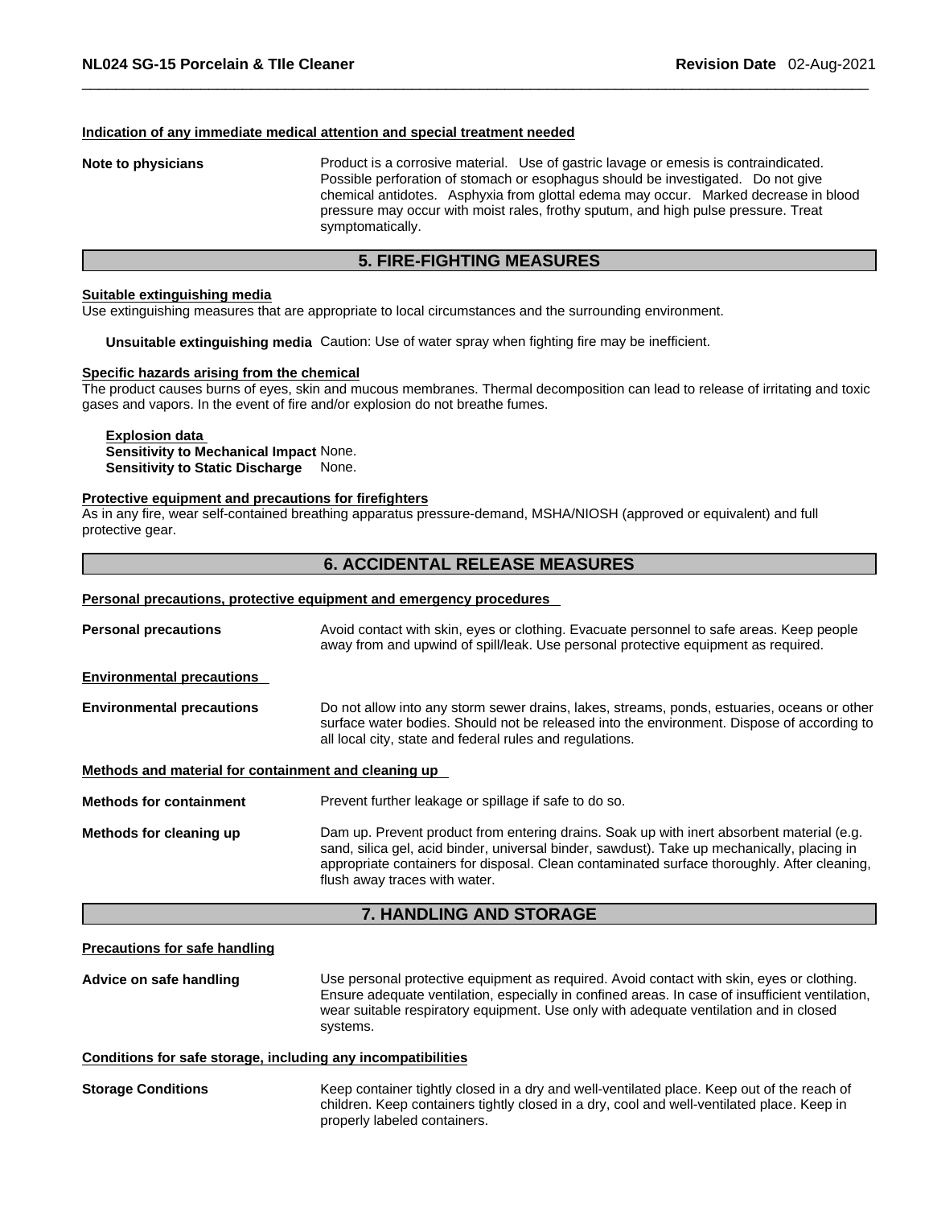#### Indication of any immediate medical attention and special treatment needed

**Note to physicians**
Product is a corrosive material. Use of gastric lavage or emesis is contraindicated. Possible perforation of stomach or esophagus should be investigated. Do not give chemical antidotes. Asphyxia from glottal edema may occur. Marked decrease in blood pressure may occur with moist rales, frothy sputum, and high pulse pressure. Treat symptomatically.

## 5. FIRE-FIGHTING MEASURES

#### Suitable extinguishing media

Use extinguishing measures that are appropriate to local circumstances and the surrounding environment.

**Unsuitable extinguishing media** Caution: Use of water spray when fighting fire may be inefficient.

#### Specific hazards arising from the chemical

The product causes burns of eyes, skin and mucous membranes. Thermal decomposition can lead to release of irritating and toxic gases and vapors. In the event of fire and/or explosion do not breathe fumes.

**Explosion data**
**Sensitivity to Mechanical Impact** None.
**Sensitivity to Static Discharge** None.

#### Protective equipment and precautions for firefighters

As in any fire, wear self-contained breathing apparatus pressure-demand, MSHA/NIOSH (approved or equivalent) and full protective gear.

## 6. ACCIDENTAL RELEASE MEASURES

#### Personal precautions, protective equipment and emergency procedures

**Personal precautions**
Avoid contact with skin, eyes or clothing. Evacuate personnel to safe areas. Keep people away from and upwind of spill/leak. Use personal protective equipment as required.

#### Environmental precautions

**Environmental precautions**
Do not allow into any storm sewer drains, lakes, streams, ponds, estuaries, oceans or other surface water bodies. Should not be released into the environment. Dispose of according to all local city, state and federal rules and regulations.

#### Methods and material for containment and cleaning up

**Methods for containment**
Prevent further leakage or spillage if safe to do so.

**Methods for cleaning up**
Dam up. Prevent product from entering drains. Soak up with inert absorbent material (e.g. sand, silica gel, acid binder, universal binder, sawdust). Take up mechanically, placing in appropriate containers for disposal. Clean contaminated surface thoroughly. After cleaning, flush away traces with water.

## 7. HANDLING AND STORAGE

#### Precautions for safe handling

**Advice on safe handling**
Use personal protective equipment as required. Avoid contact with skin, eyes or clothing. Ensure adequate ventilation, especially in confined areas. In case of insufficient ventilation, wear suitable respiratory equipment. Use only with adequate ventilation and in closed systems.

#### Conditions for safe storage, including any incompatibilities

**Storage Conditions**
Keep container tightly closed in a dry and well-ventilated place. Keep out of the reach of children. Keep containers tightly closed in a dry, cool and well-ventilated place. Keep in properly labeled containers.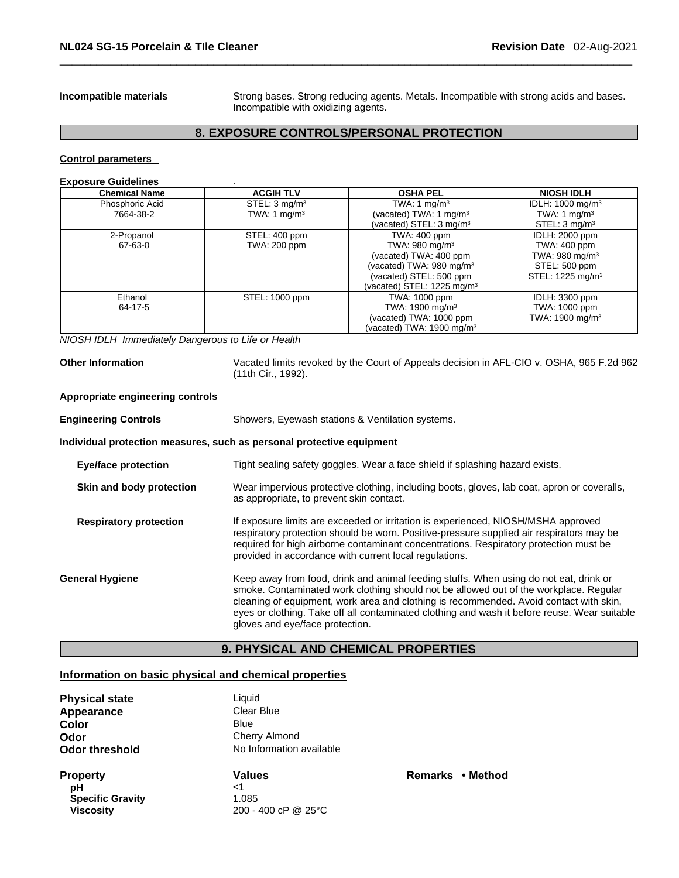**Incompatible materials** Strong bases. Strong reducing agents. Metals. Incompatible with strong acids and bases. Incompatible with oxidizing agents.

## 8. EXPOSURE CONTROLS/PERSONAL PROTECTION

**Control parameters**

**Exposure Guidelines** .

| Chemical Name | ACGIH TLV | OSHA PEL | NIOSH IDLH |
|---|---|---|---|
| Phosphoric Acid<br>7664-38-2 | STEL: 3 mg/m³<br>TWA: 1 mg/m³ | TWA: 1 mg/m³<br>(vacated) TWA: 1 mg/m³<br>(vacated) STEL: 3 mg/m³ | IDLH: 1000 mg/m³<br>TWA: 1 mg/m³<br>STEL: 3 mg/m³ |
| 2-Propanol<br>67-63-0 | STEL: 400 ppm<br>TWA: 200 ppm | TWA: 400 ppm<br>TWA: 980 mg/m³<br>(vacated) TWA: 400 ppm<br>(vacated) TWA: 980 mg/m³<br>(vacated) STEL: 500 ppm<br>(vacated) STEL: 1225 mg/m³ | IDLH: 2000 ppm<br>TWA: 400 ppm<br>TWA: 980 mg/m³<br>STEL: 500 ppm<br>STEL: 1225 mg/m³ |
| Ethanol<br>64-17-5 | STEL: 1000 ppm | TWA: 1000 ppm<br>TWA: 1900 mg/m³<br>(vacated) TWA: 1000 ppm<br>(vacated) TWA: 1900 mg/m³ | IDLH: 3300 ppm<br>TWA: 1000 ppm<br>TWA: 1900 mg/m³ |

*NIOSH IDLH Immediately Dangerous to Life or Health*

**Other Information** Vacated limits revoked by the Court of Appeals decision in AFL-CIO v. OSHA, 965 F.2d 962 (11th Cir., 1992).

**Appropriate engineering controls**

**Engineering Controls** Showers, Eyewash stations & Ventilation systems.

**Individual protection measures, such as personal protective equipment**

**Eye/face protection** Tight sealing safety goggles. Wear a face shield if splashing hazard exists.

**Skin and body protection** Wear impervious protective clothing, including boots, gloves, lab coat, apron or coveralls, as appropriate, to prevent skin contact.

**Respiratory protection** If exposure limits are exceeded or irritation is experienced, NIOSH/MSHA approved respiratory protection should be worn. Positive-pressure supplied air respirators may be required for high airborne contaminant concentrations. Respiratory protection must be provided in accordance with current local regulations.

**General Hygiene** Keep away from food, drink and animal feeding stuffs. When using do not eat, drink or smoke. Contaminated work clothing should not be allowed out of the workplace. Regular cleaning of equipment, work area and clothing is recommended. Avoid contact with skin, eyes or clothing. Take off all contaminated clothing and wash it before reuse. Wear suitable gloves and eye/face protection.

## 9. PHYSICAL AND CHEMICAL PROPERTIES

**Information on basic physical and chemical properties**

**Physical state** Liquid
**Appearance** Clear Blue
**Color** Blue
**Odor** Cherry Almond
**Odor threshold** No Information available

| Property | Values | Remarks • Method |
|---|---|---|
| **pH** | <1 | |
| **Specific Gravity** | 1.085 | |
| **Viscosity** | 200 - 400 cP @ 25°C | |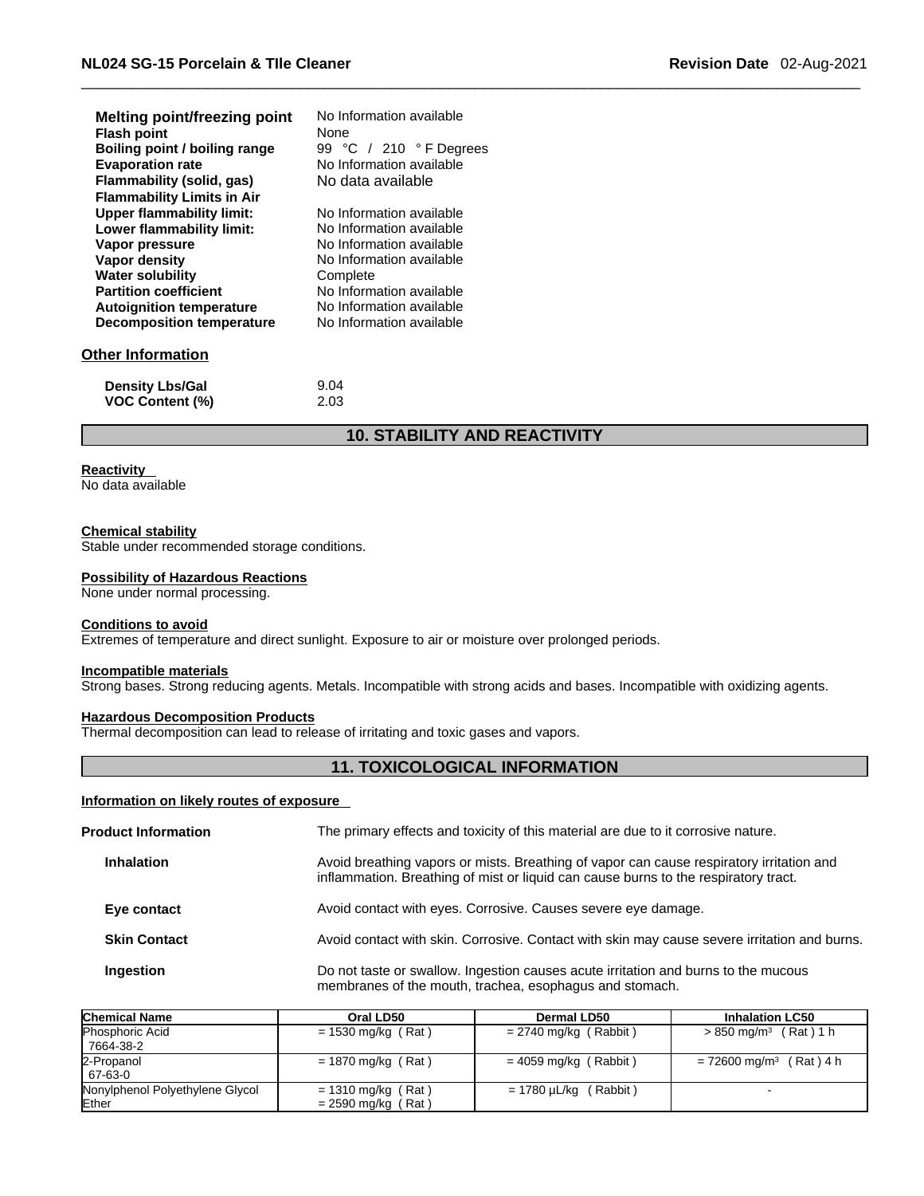| | |
|---|---|
| **Melting point/freezing point** | No Information available |
| **Flash point** | None |
| **Boiling point / boiling range** | 99 °C / 210 ° F Degrees |
| **Evaporation rate** | No Information available |
| **Flammability (solid, gas)** | No data available |
| **Flammability Limits in Air** | |
| **Upper flammability limit:** | No Information available |
| **Lower flammability limit:** | No Information available |
| **Vapor pressure** | No Information available |
| **Vapor density** | No Information available |
| **Water solubility** | Complete |
| **Partition coefficient** | No Information available |
| **Autoignition temperature** | No Information available |
| **Decomposition temperature** | No Information available |

### Other Information

| | |
|---|---|
| **Density Lbs/Gal** | 9.04 |
| **VOC Content (%)** | 2.03 |

## 10. STABILITY AND REACTIVITY

**Reactivity**
No data available

**Chemical stability**
Stable under recommended storage conditions.

**Possibility of Hazardous Reactions**
None under normal processing.

**Conditions to avoid**
Extremes of temperature and direct sunlight. Exposure to air or moisture over prolonged periods.

**Incompatible materials**
Strong bases. Strong reducing agents. Metals. Incompatible with strong acids and bases. Incompatible with oxidizing agents.

**Hazardous Decomposition Products**
Thermal decomposition can lead to release of irritating and toxic gases and vapors.

## 11. TOXICOLOGICAL INFORMATION

**Information on likely routes of exposure**

**Product Information** The primary effects and toxicity of this material are due to it corrosive nature.

**Inhalation** Avoid breathing vapors or mists. Breathing of vapor can cause respiratory irritation and inflammation. Breathing of mist or liquid can cause burns to the respiratory tract.

**Eye contact** Avoid contact with eyes. Corrosive. Causes severe eye damage.

**Skin Contact** Avoid contact with skin. Corrosive. Contact with skin may cause severe irritation and burns.

**Ingestion** Do not taste or swallow. Ingestion causes acute irritation and burns to the mucous membranes of the mouth, trachea, esophagus and stomach.

| Chemical Name | Oral LD50 | Dermal LD50 | Inhalation LC50 |
|---|---|---|---|
| Phosphoric Acid<br>7664-38-2 | = 1530 mg/kg ( Rat ) | = 2740 mg/kg ( Rabbit ) | > 850 $mg/m^3$ ( Rat ) 1 h |
| 2-Propanol<br>67-63-0 | = 1870 mg/kg ( Rat ) | = 4059 mg/kg ( Rabbit ) | = 72600 $mg/m^3$ ( Rat ) 4 h |
| Nonylphenol Polyethylene Glycol Ether | = 1310 mg/kg ( Rat )<br>= 2590 mg/kg ( Rat ) | = 1780 µL/kg ( Rabbit ) | - |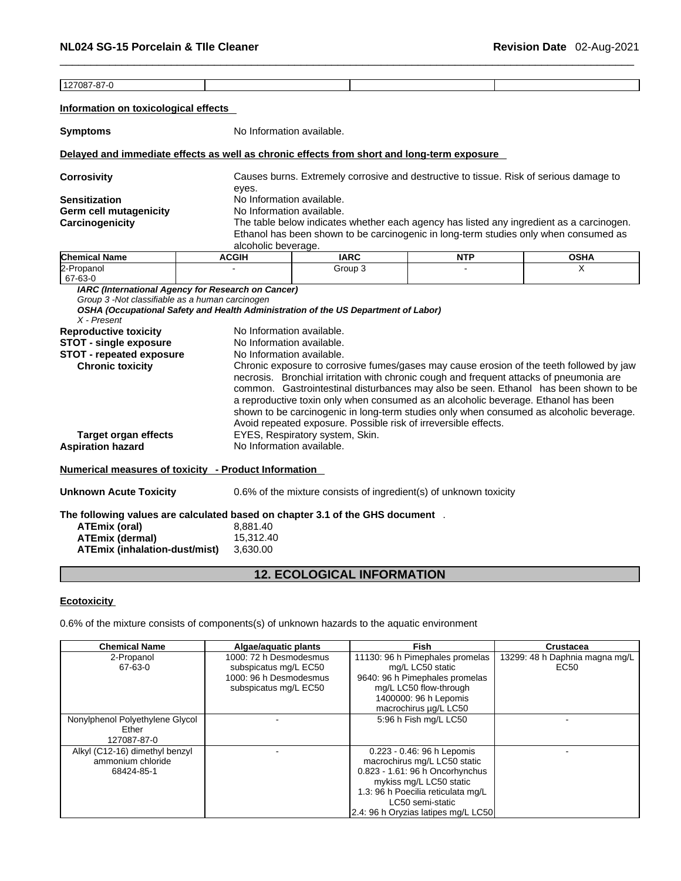| 127087-87-0 | | | |
|---|---|---|---|

**Information on toxicological effects**

**Symptoms** No Information available.

**Delayed and immediate effects as well as chronic effects from short and long-term exposure**

**Corrosivity** Causes burns. Extremely corrosive and destructive to tissue. Risk of serious damage to eyes.

**Sensitization** No Information available.

**Germ cell mutagenicity** No Information available.

**Carcinogenicity** The table below indicates whether each agency has listed any ingredient as a carcinogen. Ethanol has been shown to be carcinogenic in long-term studies only when consumed as alcoholic beverage.

| Chemical Name | ACGIH | IARC | NTP | OSHA |
|---|---|---|---|---|
| 2-Propanol<br>67-63-0 | - | Group 3 | - | X |

***IARC (International Agency for Research on Cancer)***
*Group 3 -Not classifiable as a human carcinogen*
***OSHA (Occupational Safety and Health Administration of the US Department of Labor)***
*X - Present*

**Reproductive toxicity** No Information available.

**STOT - single exposure** No Information available.

**STOT - repeated exposure** No Information available.

**Chronic toxicity** Chronic exposure to corrosive fumes/gases may cause erosion of the teeth followed by jaw necrosis. Bronchial irritation with chronic cough and frequent attacks of pneumonia are common. Gastrointestinal disturbances may also be seen. Ethanol has been shown to be a reproductive toxin only when consumed as an alcoholic beverage. Ethanol has been shown to be carcinogenic in long-term studies only when consumed as alcoholic beverage. Avoid repeated exposure. Possible risk of irreversible effects.

**Target organ effects** EYES, Respiratory system, Skin.

**Aspiration hazard** No Information available.

**Numerical measures of toxicity - Product Information**

**Unknown Acute Toxicity** 0.6% of the mixture consists of ingredient(s) of unknown toxicity

**The following values are calculated based on chapter 3.1 of the GHS document** .

**ATEmix (oral)** 8,881.40
**ATEmix (dermal)** 15,312.40
**ATEmix (inhalation-dust/mist)** 3,630.00

## 12. ECOLOGICAL INFORMATION

**Ecotoxicity**

0.6% of the mixture consists of components(s) of unknown hazards to the aquatic environment

| Chemical Name | Algae/aquatic plants | Fish | Crustacea |
|---|---|---|---|
| 2-Propanol<br>67-63-0 | 1000: 72 h Desmodesmus subspicatus mg/L EC50<br>1000: 96 h Desmodesmus subspicatus mg/L EC50 | 11130: 96 h Pimephales promelas mg/L LC50 static<br>9640: 96 h Pimephales promelas mg/L LC50 flow-through<br>1400000: 96 h Lepomis macrochirus µg/L LC50 | 13299: 48 h Daphnia magna mg/L EC50 |
| Nonylphenol Polyethylene Glycol Ether<br>127087-87-0 | - | 5:96 h Fish mg/L LC50 | - |
| Alkyl (C12-16) dimethyl benzyl ammonium chloride<br>68424-85-1 | - | 0.223 - 0.46: 96 h Lepomis macrochirus mg/L LC50 static<br>0.823 - 1.61: 96 h Oncorhynchus mykiss mg/L LC50 static<br>1.3: 96 h Poecilia reticulata mg/L LC50 semi-static<br>2.4: 96 h Oryzias latipes mg/L LC50 | - |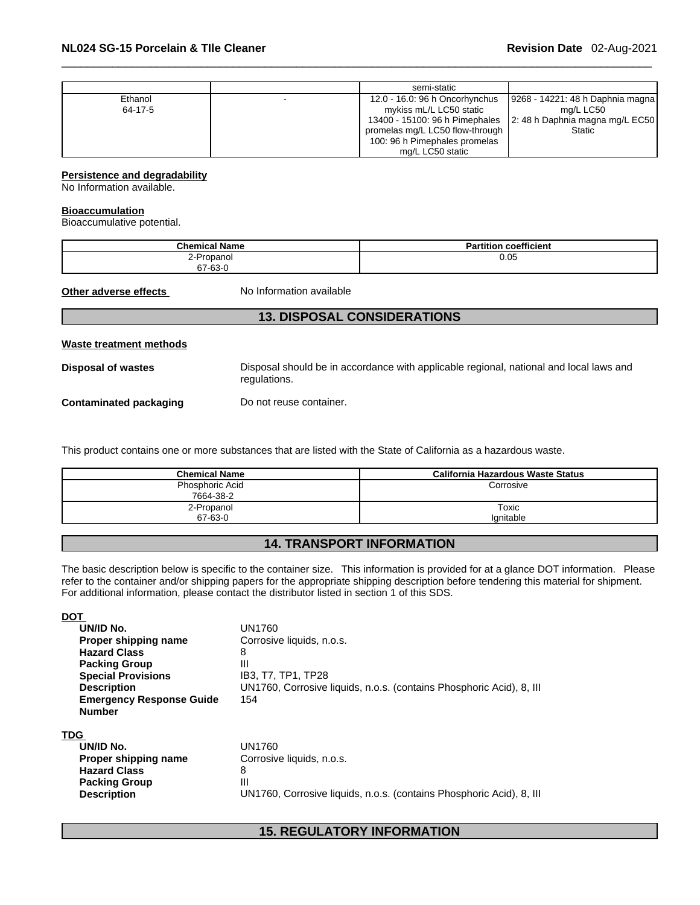| | | semi-static | |
|---|---|---|---|
| Ethanol<br>64-17-5 | - | 12.0 - 16.0: 96 h Oncorhynchus mykiss mL/L LC50 static<br>13400 - 15100: 96 h Pimephales promelas mg/L LC50 flow-through<br>100: 96 h Pimephales promelas mg/L LC50 static | 9268 - 14221: 48 h Daphnia magna mg/L LC50<br>2: 48 h Daphnia magna mg/L EC50 Static |

**Persistence and degradability**
No Information available.

**Bioaccumulation**
Bioaccumulative potential.

| Chemical Name | Partition coefficient |
|---|---|
| 2-Propanol<br>67-63-0 | 0.05 |

**Other adverse effects** No Information available

## 13. DISPOSAL CONSIDERATIONS

**Waste treatment methods**

**Disposal of wastes** Disposal should be in accordance with applicable regional, national and local laws and regulations.

**Contaminated packaging** Do not reuse container.

This product contains one or more substances that are listed with the State of California as a hazardous waste.

| Chemical Name | California Hazardous Waste Status |
|---|---|
| Phosphoric Acid<br>7664-38-2 | Corrosive |
| 2-Propanol<br>67-63-0 | Toxic<br>Ignitable |

## 14. TRANSPORT INFORMATION

The basic description below is specific to the container size. This information is provided for at a glance DOT information. Please refer to the container and/or shipping papers for the appropriate shipping description before tendering this material for shipment. For additional information, please contact the distributor listed in section 1 of this SDS.

**DOT**

| | |
|---|---|
| **UN/ID No.** | UN1760 |
| **Proper shipping name** | Corrosive liquids, n.o.s. |
| **Hazard Class** | 8 |
| **Packing Group** | III |
| **Special Provisions** | IB3, T7, TP1, TP28 |
| **Description** | UN1760, Corrosive liquids, n.o.s. (contains Phosphoric Acid), 8, III |
| **Emergency Response Guide Number** | 154 |

**TDG**

| | |
|---|---|
| **UN/ID No.** | UN1760 |
| **Proper shipping name** | Corrosive liquids, n.o.s. |
| **Hazard Class** | 8 |
| **Packing Group** | III |
| **Description** | UN1760, Corrosive liquids, n.o.s. (contains Phosphoric Acid), 8, III |

## 15. REGULATORY INFORMATION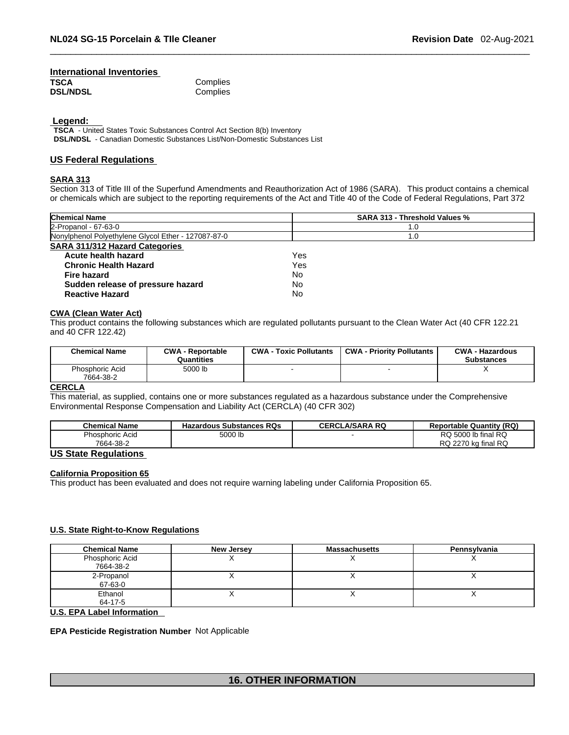#### International Inventories

| | |
|---|---|
| **TSCA** | Complies |
| **DSL/NDSL** | Complies |

**Legend:**

**TSCA** - United States Toxic Substances Control Act Section 8(b) Inventory
**DSL/NDSL** - Canadian Domestic Substances List/Non-Domestic Substances List

## US Federal Regulations

### SARA 313

Section 313 of Title III of the Superfund Amendments and Reauthorization Act of 1986 (SARA). This product contains a chemical or chemicals which are subject to the reporting requirements of the Act and Title 40 of the Code of Federal Regulations, Part 372

| Chemical Name | SARA 313 - Threshold Values % |
|---|---|
| 2-Propanol - 67-63-0 | 1.0 |
| Nonylphenol Polyethylene Glycol Ether - 127087-87-0 | 1.0 |

### SARA 311/312 Hazard Categories

| | |
|---|---|
| **Acute health hazard** | Yes |
| **Chronic Health Hazard** | Yes |
| **Fire hazard** | No |
| **Sudden release of pressure hazard** | No |
| **Reactive Hazard** | No |

### CWA (Clean Water Act)

This product contains the following substances which are regulated pollutants pursuant to the Clean Water Act (40 CFR 122.21 and 40 CFR 122.42)

| Chemical Name | CWA - Reportable Quantities | CWA - Toxic Pollutants | CWA - Priority Pollutants | CWA - Hazardous Substances |
|---|---|---|---|---|
| Phosphoric Acid 7664-38-2 | 5000 lb | - | - | X |

### CERCLA

This material, as supplied, contains one or more substances regulated as a hazardous substance under the Comprehensive Environmental Response Compensation and Liability Act (CERCLA) (40 CFR 302)

| Chemical Name | Hazardous Substances RQs | CERCLA/SARA RQ | Reportable Quantity (RQ) |
|---|---|---|---|
| Phosphoric Acid 7664-38-2 | 5000 lb | - | RQ 5000 lb final RQ RQ 2270 kg final RQ |

## US State Regulations

### California Proposition 65

This product has been evaluated and does not require warning labeling under California Proposition 65.

### U.S. State Right-to-Know Regulations

| Chemical Name | New Jersey | Massachusetts | Pennsylvania |
|---|---|---|---|
| Phosphoric Acid 7664-38-2 | X | X | X |
| 2-Propanol 67-63-0 | X | X | X |
| Ethanol 64-17-5 | X | X | X |

### U.S. EPA Label Information

**EPA Pesticide Registration Number** Not Applicable

## 16. OTHER INFORMATION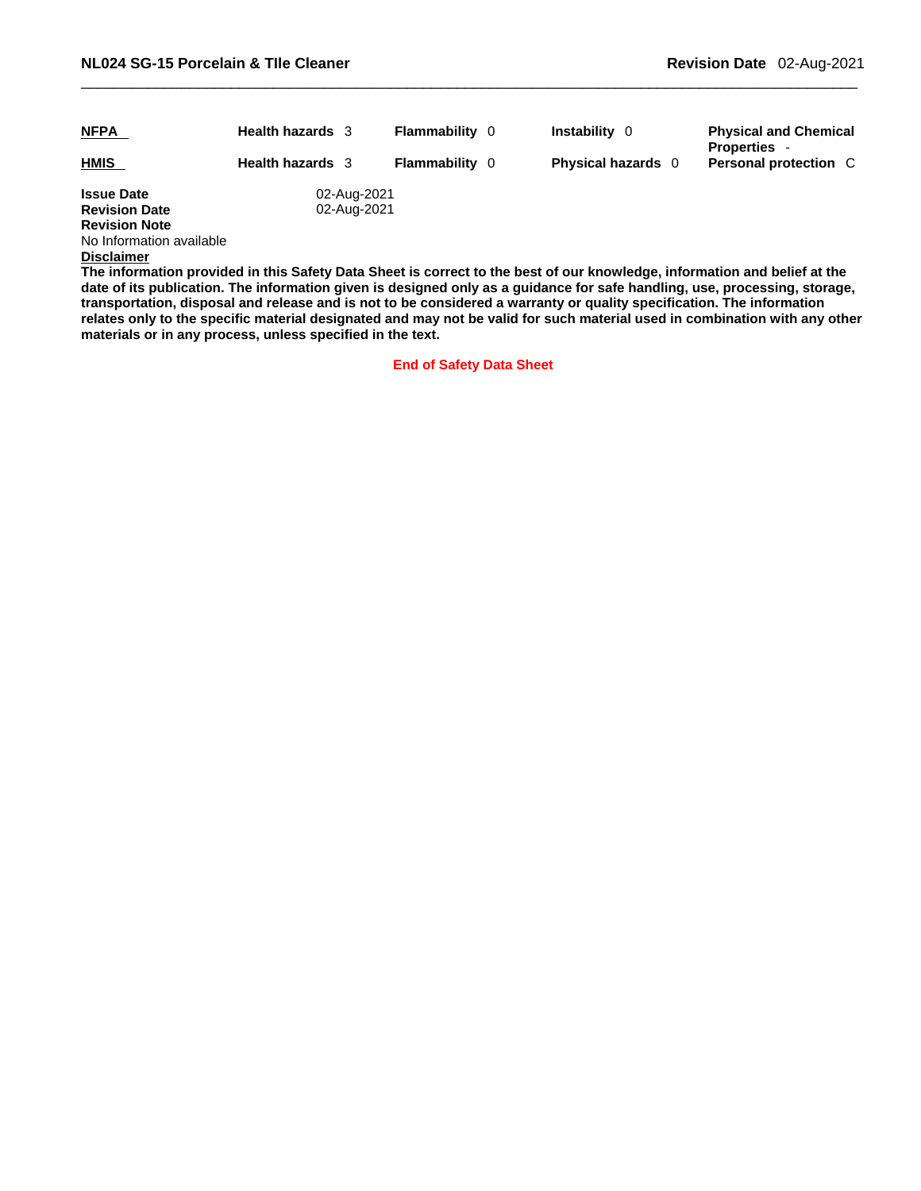| | | | | |
|---|---|---|---|---|
| **NFPA** | **Health hazards** 3 | **Flammability** 0 | **Instability** 0 | **Physical and Chemical Properties** - |
| **HMIS** | **Health hazards** 3 | **Flammability** 0 | **Physical hazards** 0 | **Personal protection** C |

**Issue Date** 02-Aug-2021
**Revision Date** 02-Aug-2021
**Revision Note**
No Information available

**Disclaimer**

**The information provided in this Safety Data Sheet is correct to the best of our knowledge, information and belief at the date of its publication. The information given is designed only as a guidance for safe handling, use, processing, storage, transportation, disposal and release and is not to be considered a warranty or quality specification. The information relates only to the specific material designated and may not be valid for such material used in combination with any other materials or in any process, unless specified in the text.**

**End of Safety Data Sheet**